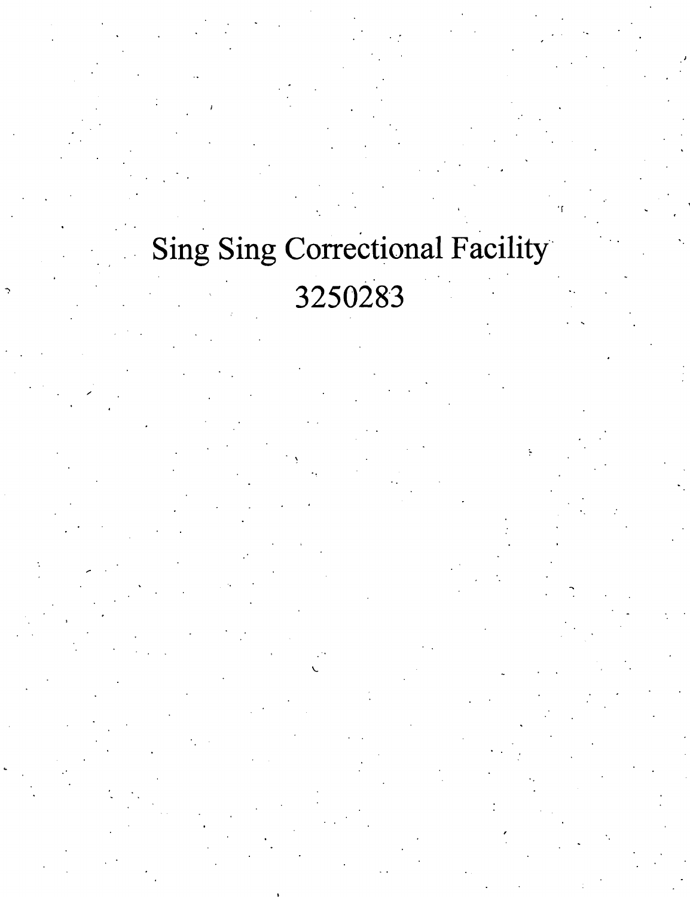# Sing Sing Correctional Facility

# 3250283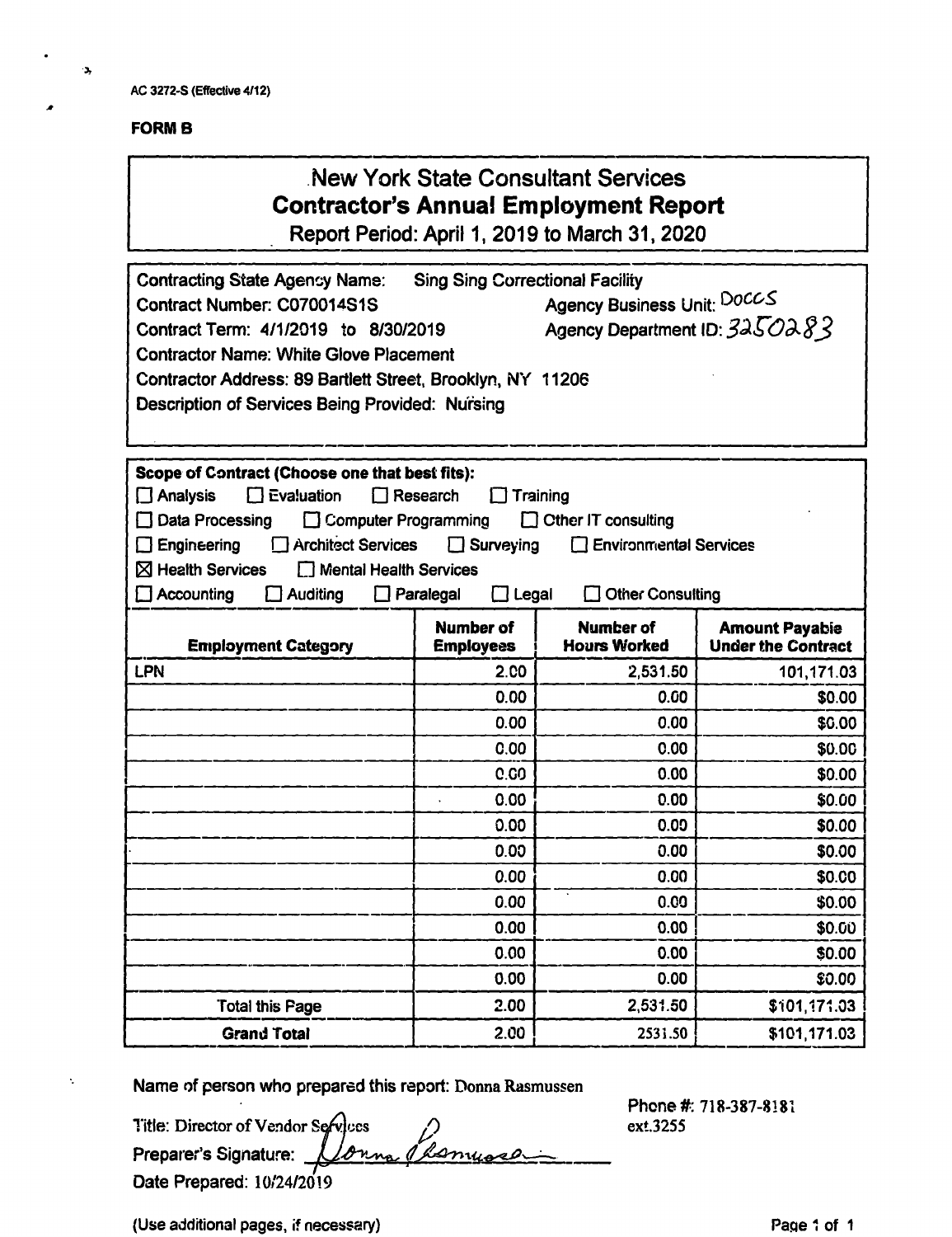AC 3272-S (Effective 4/12)

**FORM B**

# New York State Consultant Services
## Contractor's Annual Employment Report
Report Period: April 1, 2019 to March 31, 2020

Contracting State Agency Name: Sing Sing Correctional Facility

Contract Number: C070014S1S — Agency Business Unit: DOCCS

Contract Term: 4/1/2019 to 8/30/2019 — Agency Department ID: 3250283

Contractor Name: White Glove Placement

Contractor Address: 89 Bartlett Street, Brooklyn, NY 11206

Description of Services Being Provided: Nursing

**Scope of Contract (Choose one that best fits):**

☐ Analysis ☐ Evaluation ☐ Research ☐ Training

☐ Data Processing ☐ Computer Programming ☐ Other IT consulting

☐ Engineering ☐ Architect Services ☐ Surveying ☐ Environmental Services

☒ Health Services ☐ Mental Health Services

☐ Accounting ☐ Auditing ☐ Paralegal ☐ Legal ☐ Other Consulting

| Employment Category | Number of Employees | Number of Hours Worked | Amount Payable Under the Contract |
|---|---|---|---|
| LPN | 2.00 | 2,531.50 | 101,171.03 |
| | 0.00 | 0.00 | $0.00 |
| | 0.00 | 0.00 | $0.00 |
| | 0.00 | 0.00 | $0.00 |
| | 0.00 | 0.00 | $0.00 |
| | 0.00 | 0.00 | $0.00 |
| | 0.00 | 0.00 | $0.00 |
| | 0.00 | 0.00 | $0.00 |
| | 0.00 | 0.00 | $0.00 |
| | 0.00 | 0.00 | $0.00 |
| | 0.00 | 0.00 | $0.00 |
| | 0.00 | 0.00 | $0.00 |
| | 0.00 | 0.00 | $0.00 |
| Total this Page | 2.00 | 2,531.50 | $101,171.03 |
| **Grand Total** | 2.00 | 2531.50 | $101,171.03 |

Name of person who prepared this report: Donna Rasmussen

Title: Director of Vendor Services

Preparer's Signature: Donna Rasmussen

Date Prepared: 10/24/2019

Phone #: 718-387-8181 ext.3255

(Use additional pages, if necessary)